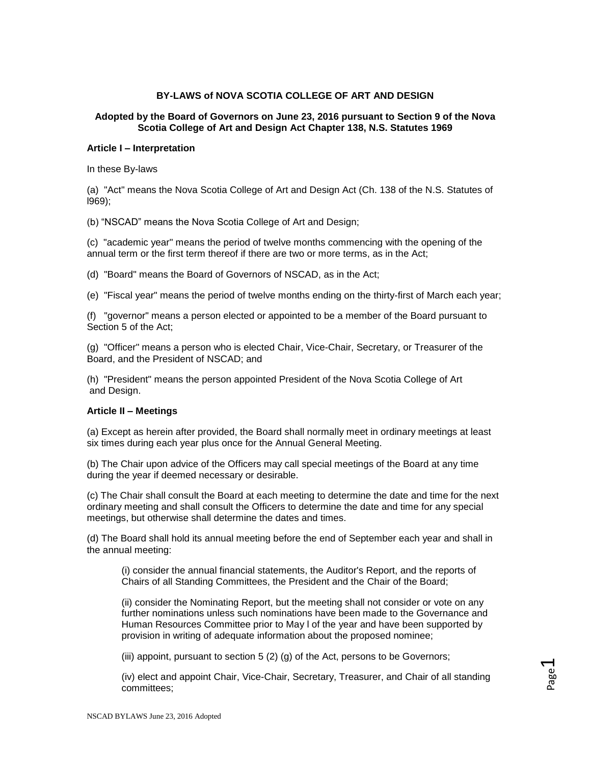**BY-LAWS of NOVA SCOTIA COLLEGE OF ART AND DESIGN**

**Adopted by the Board of Governors on June 23, 2016 pursuant to Section 9 of the Nova Scotia College of Art and Design Act Chapter 138, N.S. Statutes 1969**

**Article I – Interpretation**

In these By-laws

(a) "Act" means the Nova Scotia College of Art and Design Act (Ch. 138 of the N.S. Statutes of l969);

(b) "NSCAD" means the Nova Scotia College of Art and Design;

(c) "academic year" means the period of twelve months commencing with the opening of the annual term or the first term thereof if there are two or more terms, as in the Act;

(d) "Board" means the Board of Governors of NSCAD, as in the Act;

(e) "Fiscal year" means the period of twelve months ending on the thirty-first of March each year;

(f) "governor" means a person elected or appointed to be a member of the Board pursuant to Section 5 of the Act;

(g) "Officer" means a person who is elected Chair, Vice-Chair, Secretary, or Treasurer of the Board, and the President of NSCAD; and

(h) "President" means the person appointed President of the Nova Scotia College of Art and Design.

**Article II – Meetings**

(a) Except as herein after provided, the Board shall normally meet in ordinary meetings at least six times during each year plus once for the Annual General Meeting.

(b) The Chair upon advice of the Officers may call special meetings of the Board at any time during the year if deemed necessary or desirable.

(c) The Chair shall consult the Board at each meeting to determine the date and time for the next ordinary meeting and shall consult the Officers to determine the date and time for any special meetings, but otherwise shall determine the dates and times.

(d) The Board shall hold its annual meeting before the end of September each year and shall in the annual meeting:

> (i) consider the annual financial statements, the Auditor's Report, and the reports of Chairs of all Standing Committees, the President and the Chair of the Board;
>
> (ii) consider the Nominating Report, but the meeting shall not consider or vote on any further nominations unless such nominations have been made to the Governance and Human Resources Committee prior to May l of the year and have been supported by provision in writing of adequate information about the proposed nominee;
>
> (iii) appoint, pursuant to section 5 (2) (g) of the Act, persons to be Governors;
>
> (iv) elect and appoint Chair, Vice-Chair, Secretary, Treasurer, and Chair of all standing committees;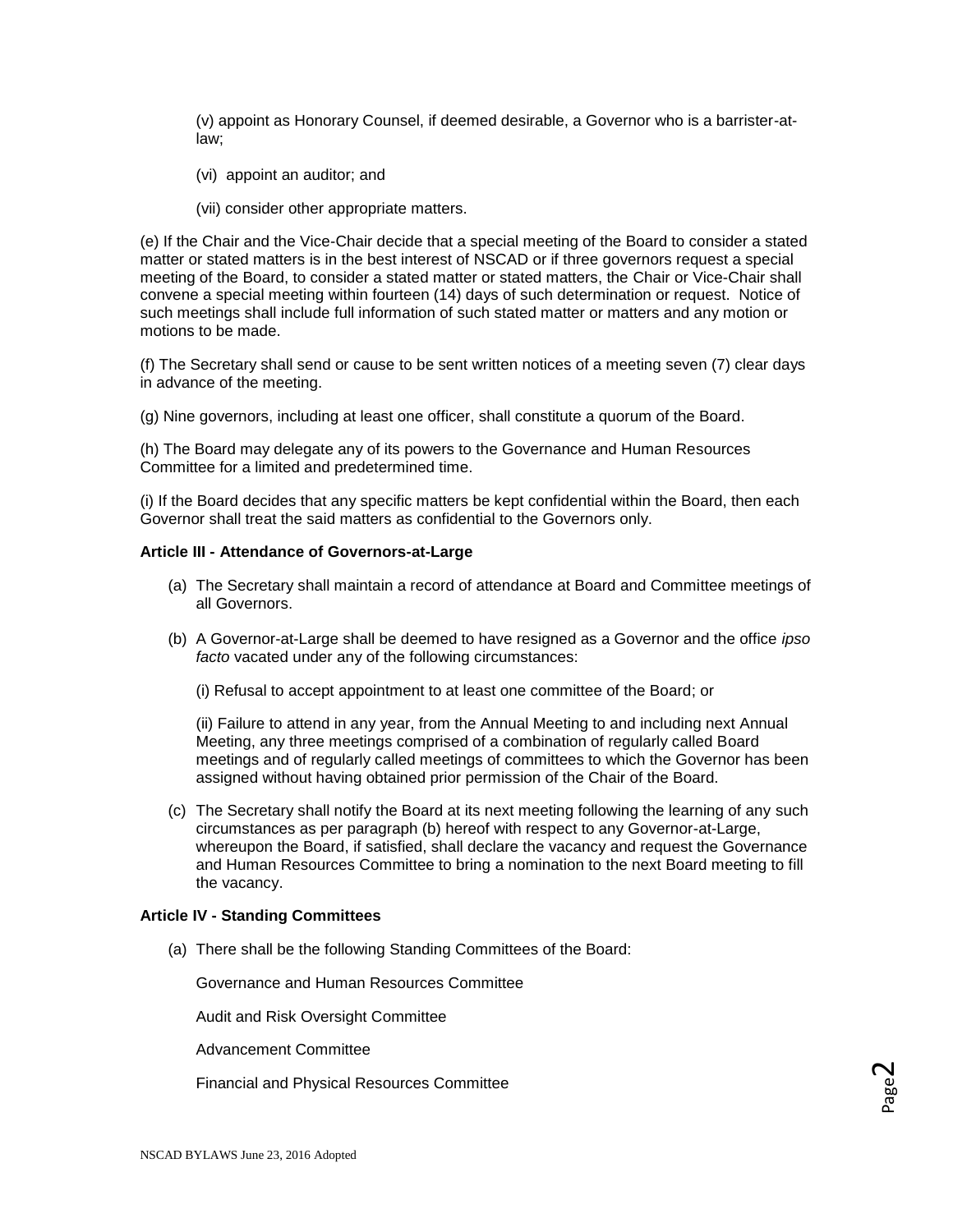(v) appoint as Honorary Counsel, if deemed desirable, a Governor who is a barrister-at-law;

(vi) appoint an auditor; and

(vii) consider other appropriate matters.

(e) If the Chair and the Vice-Chair decide that a special meeting of the Board to consider a stated matter or stated matters is in the best interest of NSCAD or if three governors request a special meeting of the Board, to consider a stated matter or stated matters, the Chair or Vice-Chair shall convene a special meeting within fourteen (14) days of such determination or request. Notice of such meetings shall include full information of such stated matter or matters and any motion or motions to be made.

(f) The Secretary shall send or cause to be sent written notices of a meeting seven (7) clear days in advance of the meeting.

(g) Nine governors, including at least one officer, shall constitute a quorum of the Board.

(h) The Board may delegate any of its powers to the Governance and Human Resources Committee for a limited and predetermined time.

(i) If the Board decides that any specific matters be kept confidential within the Board, then each Governor shall treat the said matters as confidential to the Governors only.

**Article III - Attendance of Governors-at-Large**

(a) The Secretary shall maintain a record of attendance at Board and Committee meetings of all Governors.

(b) A Governor-at-Large shall be deemed to have resigned as a Governor and the office *ipso facto* vacated under any of the following circumstances:

(i) Refusal to accept appointment to at least one committee of the Board; or

(ii) Failure to attend in any year, from the Annual Meeting to and including next Annual Meeting, any three meetings comprised of a combination of regularly called Board meetings and of regularly called meetings of committees to which the Governor has been assigned without having obtained prior permission of the Chair of the Board.

(c) The Secretary shall notify the Board at its next meeting following the learning of any such circumstances as per paragraph (b) hereof with respect to any Governor-at-Large, whereupon the Board, if satisfied, shall declare the vacancy and request the Governance and Human Resources Committee to bring a nomination to the next Board meeting to fill the vacancy.

**Article IV - Standing Committees**

(a) There shall be the following Standing Committees of the Board:

Governance and Human Resources Committee

Audit and Risk Oversight Committee

Advancement Committee

Financial and Physical Resources Committee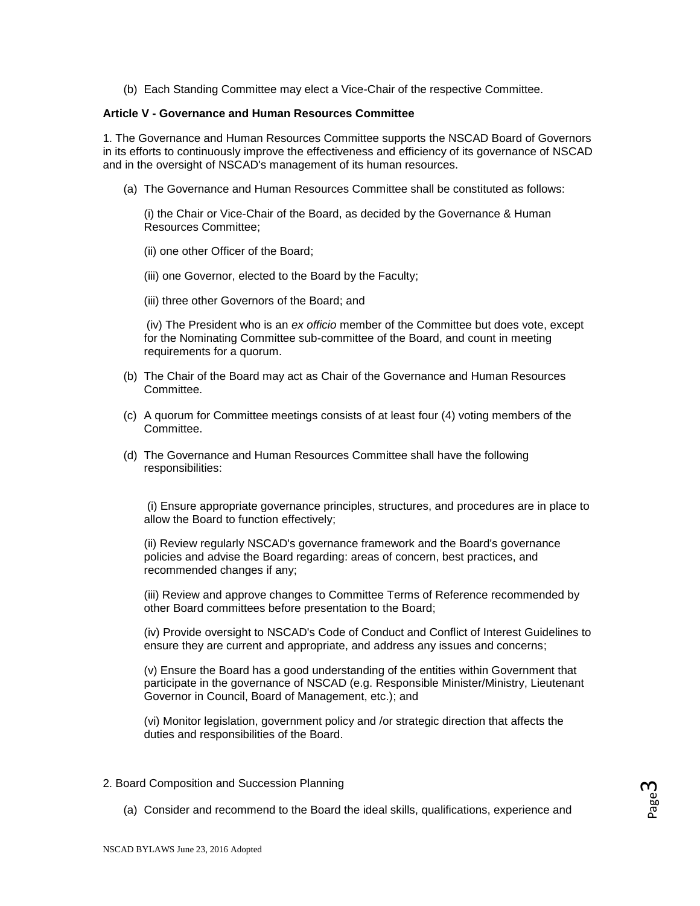(b) Each Standing Committee may elect a Vice-Chair of the respective Committee.

**Article V - Governance and Human Resources Committee**

1. The Governance and Human Resources Committee supports the NSCAD Board of Governors in its efforts to continuously improve the effectiveness and efficiency of its governance of NSCAD and in the oversight of NSCAD's management of its human resources.

(a) The Governance and Human Resources Committee shall be constituted as follows:

(i) the Chair or Vice-Chair of the Board, as decided by the Governance & Human Resources Committee;

(ii) one other Officer of the Board;

(iii) one Governor, elected to the Board by the Faculty;

(iii) three other Governors of the Board; and

(iv) The President who is an *ex officio* member of the Committee but does vote, except for the Nominating Committee sub-committee of the Board, and count in meeting requirements for a quorum.

(b) The Chair of the Board may act as Chair of the Governance and Human Resources Committee.

(c) A quorum for Committee meetings consists of at least four (4) voting members of the Committee.

(d) The Governance and Human Resources Committee shall have the following responsibilities:

(i) Ensure appropriate governance principles, structures, and procedures are in place to allow the Board to function effectively;

(ii) Review regularly NSCAD's governance framework and the Board's governance policies and advise the Board regarding: areas of concern, best practices, and recommended changes if any;

(iii) Review and approve changes to Committee Terms of Reference recommended by other Board committees before presentation to the Board;

(iv) Provide oversight to NSCAD's Code of Conduct and Conflict of Interest Guidelines to ensure they are current and appropriate, and address any issues and concerns;

(v) Ensure the Board has a good understanding of the entities within Government that participate in the governance of NSCAD (e.g. Responsible Minister/Ministry, Lieutenant Governor in Council, Board of Management, etc.); and

(vi) Monitor legislation, government policy and /or strategic direction that affects the duties and responsibilities of the Board.

2. Board Composition and Succession Planning

(a) Consider and recommend to the Board the ideal skills, qualifications, experience and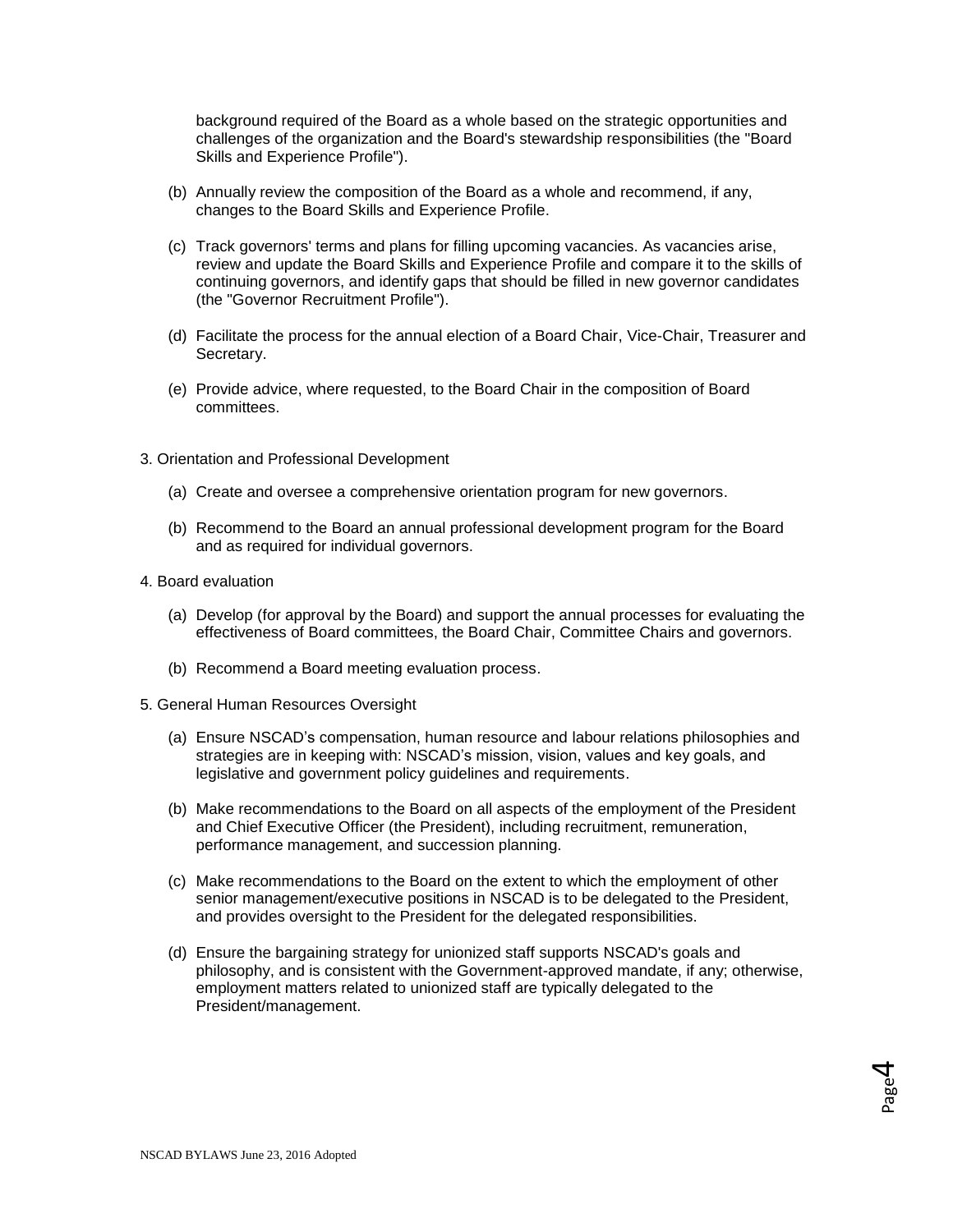background required of the Board as a whole based on the strategic opportunities and challenges of the organization and the Board's stewardship responsibilities (the "Board Skills and Experience Profile").

(b) Annually review the composition of the Board as a whole and recommend, if any, changes to the Board Skills and Experience Profile.

(c) Track governors' terms and plans for filling upcoming vacancies. As vacancies arise, review and update the Board Skills and Experience Profile and compare it to the skills of continuing governors, and identify gaps that should be filled in new governor candidates (the "Governor Recruitment Profile").

(d) Facilitate the process for the annual election of a Board Chair, Vice-Chair, Treasurer and Secretary.

(e) Provide advice, where requested, to the Board Chair in the composition of Board committees.

3. Orientation and Professional Development

(a) Create and oversee a comprehensive orientation program for new governors.

(b) Recommend to the Board an annual professional development program for the Board and as required for individual governors.

4. Board evaluation

(a) Develop (for approval by the Board) and support the annual processes for evaluating the effectiveness of Board committees, the Board Chair, Committee Chairs and governors.

(b) Recommend a Board meeting evaluation process.

5. General Human Resources Oversight

(a) Ensure NSCAD's compensation, human resource and labour relations philosophies and strategies are in keeping with: NSCAD's mission, vision, values and key goals, and legislative and government policy guidelines and requirements.

(b) Make recommendations to the Board on all aspects of the employment of the President and Chief Executive Officer (the President), including recruitment, remuneration, performance management, and succession planning.

(c) Make recommendations to the Board on the extent to which the employment of other senior management/executive positions in NSCAD is to be delegated to the President, and provides oversight to the President for the delegated responsibilities.

(d) Ensure the bargaining strategy for unionized staff supports NSCAD's goals and philosophy, and is consistent with the Government-approved mandate, if any; otherwise, employment matters related to unionized staff are typically delegated to the President/management.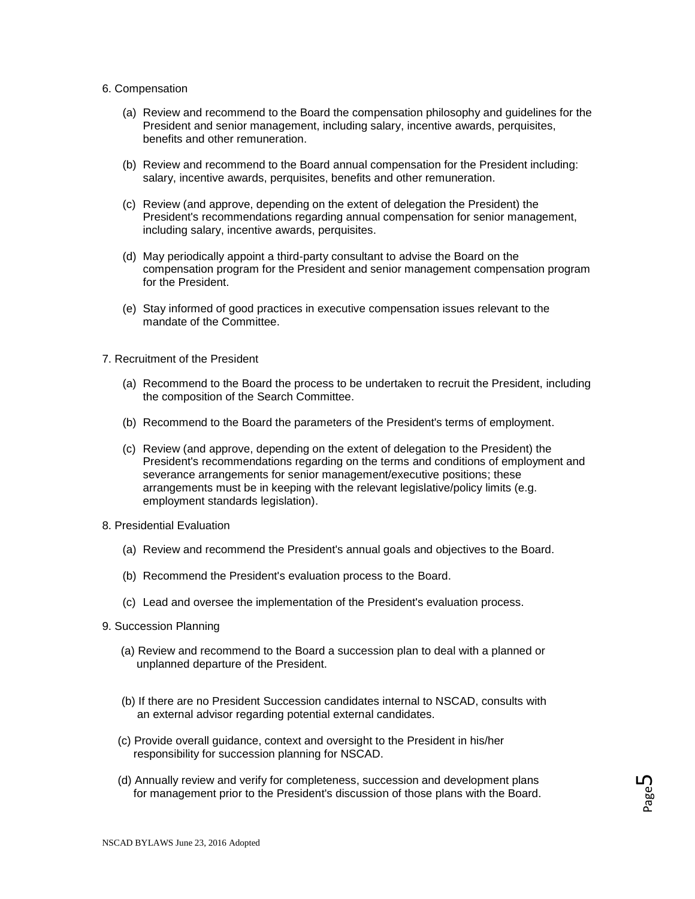6. Compensation

(a) Review and recommend to the Board the compensation philosophy and guidelines for the President and senior management, including salary, incentive awards, perquisites, benefits and other remuneration.

(b) Review and recommend to the Board annual compensation for the President including: salary, incentive awards, perquisites, benefits and other remuneration.

(c) Review (and approve, depending on the extent of delegation the President) the President's recommendations regarding annual compensation for senior management, including salary, incentive awards, perquisites.

(d) May periodically appoint a third-party consultant to advise the Board on the compensation program for the President and senior management compensation program for the President.

(e) Stay informed of good practices in executive compensation issues relevant to the mandate of the Committee.

7. Recruitment of the President

(a) Recommend to the Board the process to be undertaken to recruit the President, including the composition of the Search Committee.

(b) Recommend to the Board the parameters of the President's terms of employment.

(c) Review (and approve, depending on the extent of delegation to the President) the President's recommendations regarding on the terms and conditions of employment and severance arrangements for senior management/executive positions; these arrangements must be in keeping with the relevant legislative/policy limits (e.g. employment standards legislation).

8. Presidential Evaluation

(a) Review and recommend the President's annual goals and objectives to the Board.

(b) Recommend the President's evaluation process to the Board.

(c) Lead and oversee the implementation of the President's evaluation process.

9. Succession Planning

(a) Review and recommend to the Board a succession plan to deal with a planned or unplanned departure of the President.

(b) If there are no President Succession candidates internal to NSCAD, consults with an external advisor regarding potential external candidates.

(c) Provide overall guidance, context and oversight to the President in his/her responsibility for succession planning for NSCAD.

(d) Annually review and verify for completeness, succession and development plans for management prior to the President's discussion of those plans with the Board.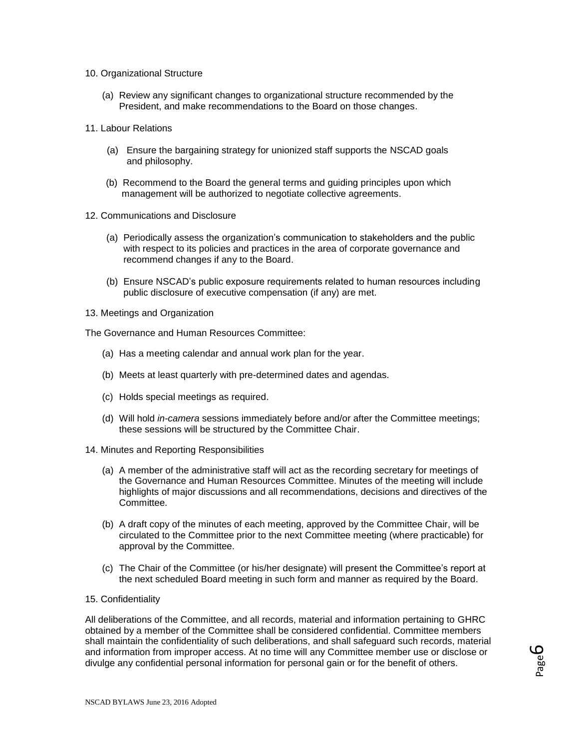10. Organizational Structure

(a) Review any significant changes to organizational structure recommended by the President, and make recommendations to the Board on those changes.

11. Labour Relations

(a) Ensure the bargaining strategy for unionized staff supports the NSCAD goals and philosophy.

(b) Recommend to the Board the general terms and guiding principles upon which management will be authorized to negotiate collective agreements.

12. Communications and Disclosure

(a) Periodically assess the organization's communication to stakeholders and the public with respect to its policies and practices in the area of corporate governance and recommend changes if any to the Board.

(b) Ensure NSCAD's public exposure requirements related to human resources including public disclosure of executive compensation (if any) are met.

13. Meetings and Organization

The Governance and Human Resources Committee:

(a) Has a meeting calendar and annual work plan for the year.

(b) Meets at least quarterly with pre-determined dates and agendas.

(c) Holds special meetings as required.

(d) Will hold *in-camera* sessions immediately before and/or after the Committee meetings; these sessions will be structured by the Committee Chair.

14. Minutes and Reporting Responsibilities

(a) A member of the administrative staff will act as the recording secretary for meetings of the Governance and Human Resources Committee. Minutes of the meeting will include highlights of major discussions and all recommendations, decisions and directives of the Committee.

(b) A draft copy of the minutes of each meeting, approved by the Committee Chair, will be circulated to the Committee prior to the next Committee meeting (where practicable) for approval by the Committee.

(c) The Chair of the Committee (or his/her designate) will present the Committee's report at the next scheduled Board meeting in such form and manner as required by the Board.

15. Confidentiality

All deliberations of the Committee, and all records, material and information pertaining to GHRC obtained by a member of the Committee shall be considered confidential. Committee members shall maintain the confidentiality of such deliberations, and shall safeguard such records, material and information from improper access. At no time will any Committee member use or disclose or divulge any confidential personal information for personal gain or for the benefit of others.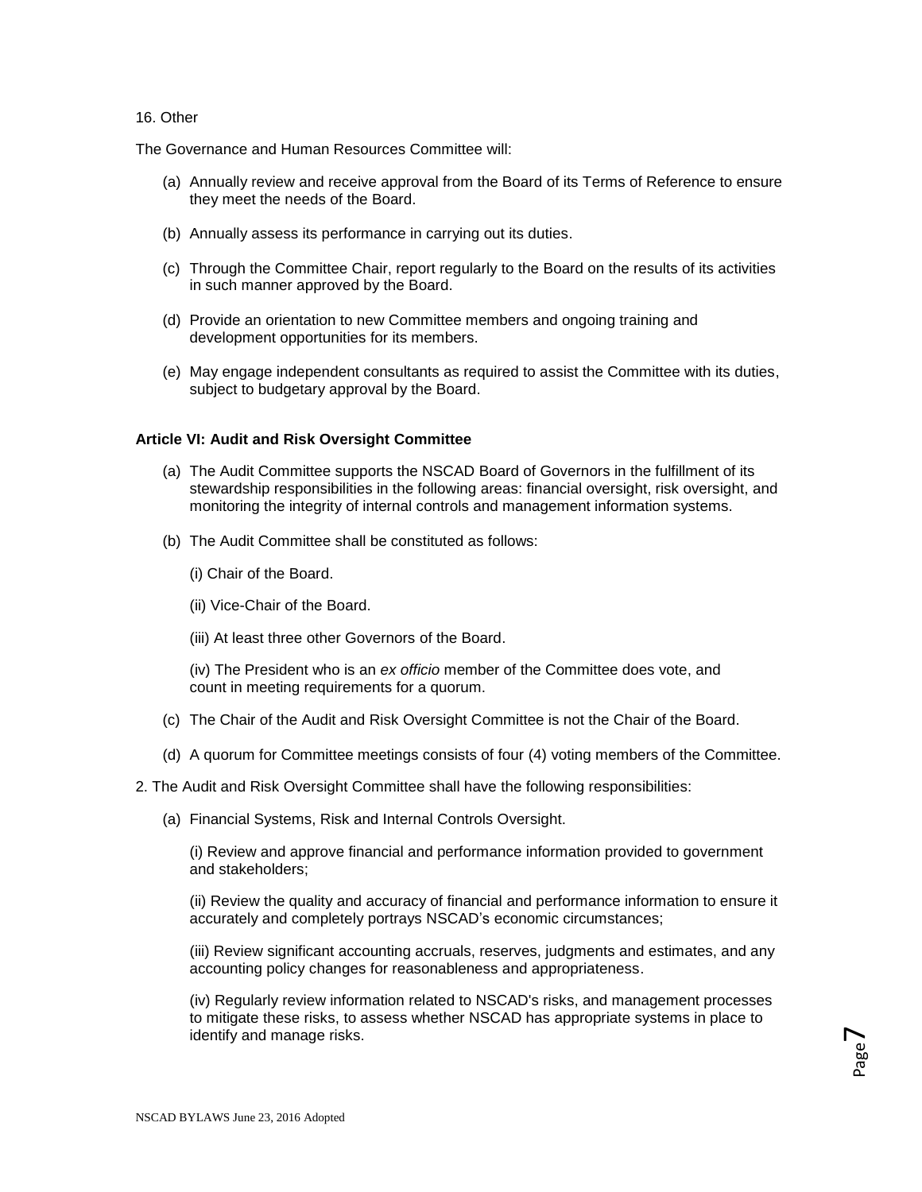16. Other

The Governance and Human Resources Committee will:

(a) Annually review and receive approval from the Board of its Terms of Reference to ensure they meet the needs of the Board.

(b) Annually assess its performance in carrying out its duties.

(c) Through the Committee Chair, report regularly to the Board on the results of its activities in such manner approved by the Board.

(d) Provide an orientation to new Committee members and ongoing training and development opportunities for its members.

(e) May engage independent consultants as required to assist the Committee with its duties, subject to budgetary approval by the Board.

**Article VI: Audit and Risk Oversight Committee**

(a) The Audit Committee supports the NSCAD Board of Governors in the fulfillment of its stewardship responsibilities in the following areas: financial oversight, risk oversight, and monitoring the integrity of internal controls and management information systems.

(b) The Audit Committee shall be constituted as follows:

(i) Chair of the Board.

(ii) Vice-Chair of the Board.

(iii) At least three other Governors of the Board.

(iv) The President who is an *ex officio* member of the Committee does vote, and count in meeting requirements for a quorum.

(c) The Chair of the Audit and Risk Oversight Committee is not the Chair of the Board.

(d) A quorum for Committee meetings consists of four (4) voting members of the Committee.

2. The Audit and Risk Oversight Committee shall have the following responsibilities:

(a) Financial Systems, Risk and Internal Controls Oversight.

(i) Review and approve financial and performance information provided to government and stakeholders;

(ii) Review the quality and accuracy of financial and performance information to ensure it accurately and completely portrays NSCAD's economic circumstances;

(iii) Review significant accounting accruals, reserves, judgments and estimates, and any accounting policy changes for reasonableness and appropriateness.

(iv) Regularly review information related to NSCAD's risks, and management processes to mitigate these risks, to assess whether NSCAD has appropriate systems in place to identify and manage risks.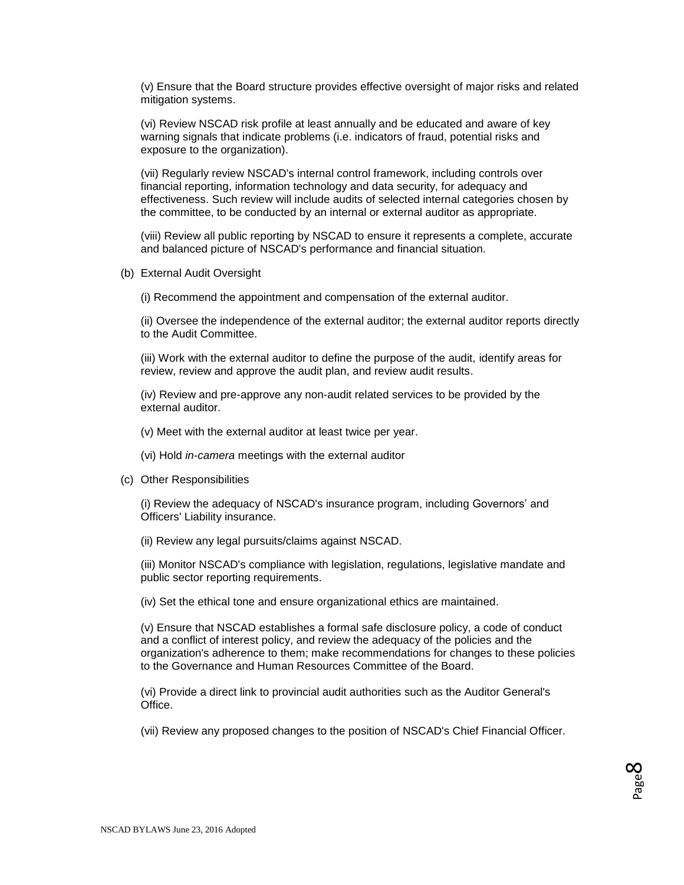(v) Ensure that the Board structure provides effective oversight of major risks and related mitigation systems.

(vi) Review NSCAD risk profile at least annually and be educated and aware of key warning signals that indicate problems (i.e. indicators of fraud, potential risks and exposure to the organization).

(vii) Regularly review NSCAD's internal control framework, including controls over financial reporting, information technology and data security, for adequacy and effectiveness. Such review will include audits of selected internal categories chosen by the committee, to be conducted by an internal or external auditor as appropriate.

(viii) Review all public reporting by NSCAD to ensure it represents a complete, accurate and balanced picture of NSCAD's performance and financial situation.

(b) External Audit Oversight

(i) Recommend the appointment and compensation of the external auditor.

(ii) Oversee the independence of the external auditor; the external auditor reports directly to the Audit Committee.

(iii) Work with the external auditor to define the purpose of the audit, identify areas for review, review and approve the audit plan, and review audit results.

(iv) Review and pre-approve any non-audit related services to be provided by the external auditor.

(v) Meet with the external auditor at least twice per year.

(vi) Hold *in-camera* meetings with the external auditor

(c) Other Responsibilities

(i) Review the adequacy of NSCAD's insurance program, including Governors' and Officers' Liability insurance.

(ii) Review any legal pursuits/claims against NSCAD.

(iii) Monitor NSCAD's compliance with legislation, regulations, legislative mandate and public sector reporting requirements.

(iv) Set the ethical tone and ensure organizational ethics are maintained.

(v) Ensure that NSCAD establishes a formal safe disclosure policy, a code of conduct and a conflict of interest policy, and review the adequacy of the policies and the organization's adherence to them; make recommendations for changes to these policies to the Governance and Human Resources Committee of the Board.

(vi) Provide a direct link to provincial audit authorities such as the Auditor General's Office.

(vii) Review any proposed changes to the position of NSCAD's Chief Financial Officer.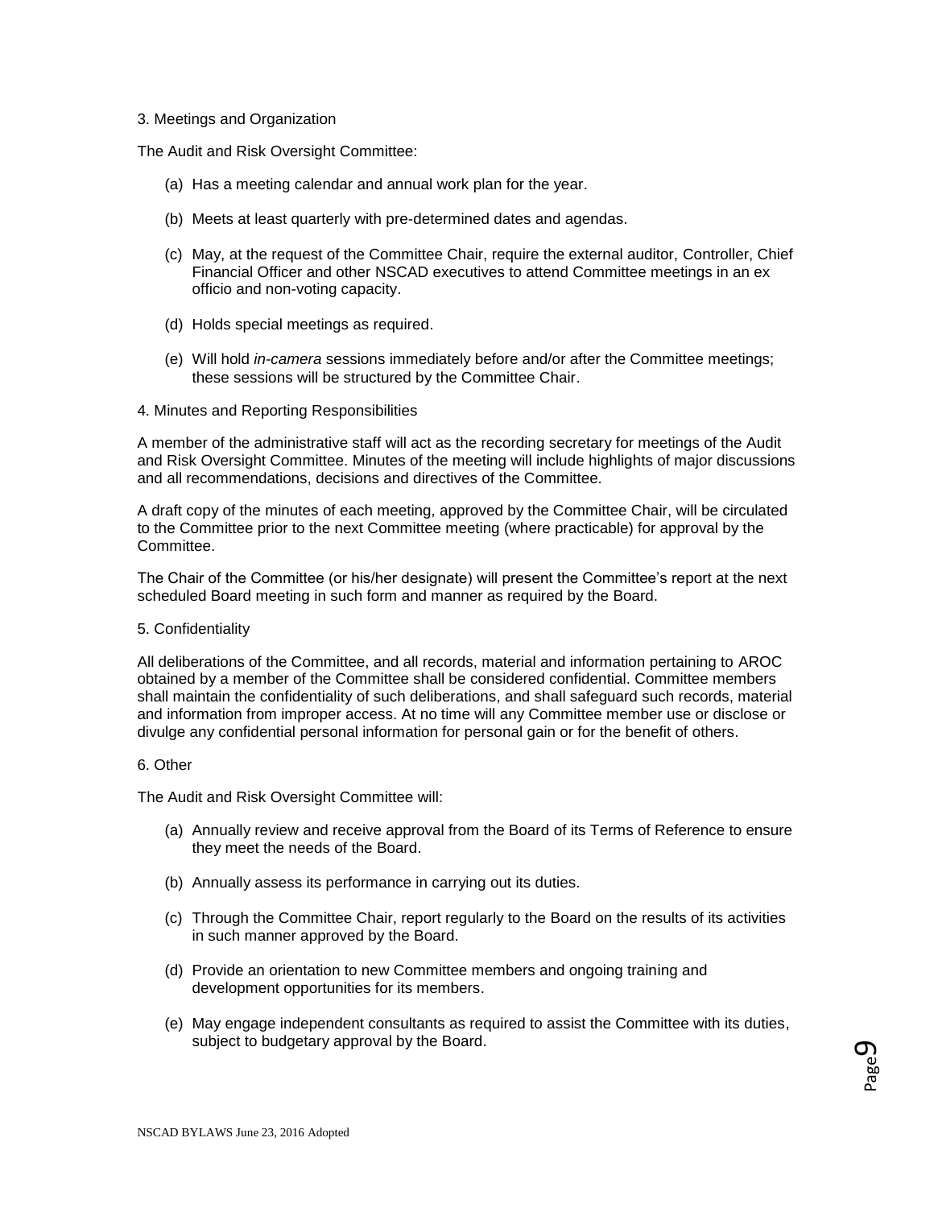3. Meetings and Organization

The Audit and Risk Oversight Committee:

(a) Has a meeting calendar and annual work plan for the year.

(b) Meets at least quarterly with pre-determined dates and agendas.

(c) May, at the request of the Committee Chair, require the external auditor, Controller, Chief Financial Officer and other NSCAD executives to attend Committee meetings in an ex officio and non-voting capacity.

(d) Holds special meetings as required.

(e) Will hold *in-camera* sessions immediately before and/or after the Committee meetings; these sessions will be structured by the Committee Chair.

4. Minutes and Reporting Responsibilities

A member of the administrative staff will act as the recording secretary for meetings of the Audit and Risk Oversight Committee. Minutes of the meeting will include highlights of major discussions and all recommendations, decisions and directives of the Committee.

A draft copy of the minutes of each meeting, approved by the Committee Chair, will be circulated to the Committee prior to the next Committee meeting (where practicable) for approval by the Committee.

The Chair of the Committee (or his/her designate) will present the Committee's report at the next scheduled Board meeting in such form and manner as required by the Board.

5. Confidentiality

All deliberations of the Committee, and all records, material and information pertaining to AROC obtained by a member of the Committee shall be considered confidential. Committee members shall maintain the confidentiality of such deliberations, and shall safeguard such records, material and information from improper access. At no time will any Committee member use or disclose or divulge any confidential personal information for personal gain or for the benefit of others.

6. Other

The Audit and Risk Oversight Committee will:

(a) Annually review and receive approval from the Board of its Terms of Reference to ensure they meet the needs of the Board.

(b) Annually assess its performance in carrying out its duties.

(c) Through the Committee Chair, report regularly to the Board on the results of its activities in such manner approved by the Board.

(d) Provide an orientation to new Committee members and ongoing training and development opportunities for its members.

(e) May engage independent consultants as required to assist the Committee with its duties, subject to budgetary approval by the Board.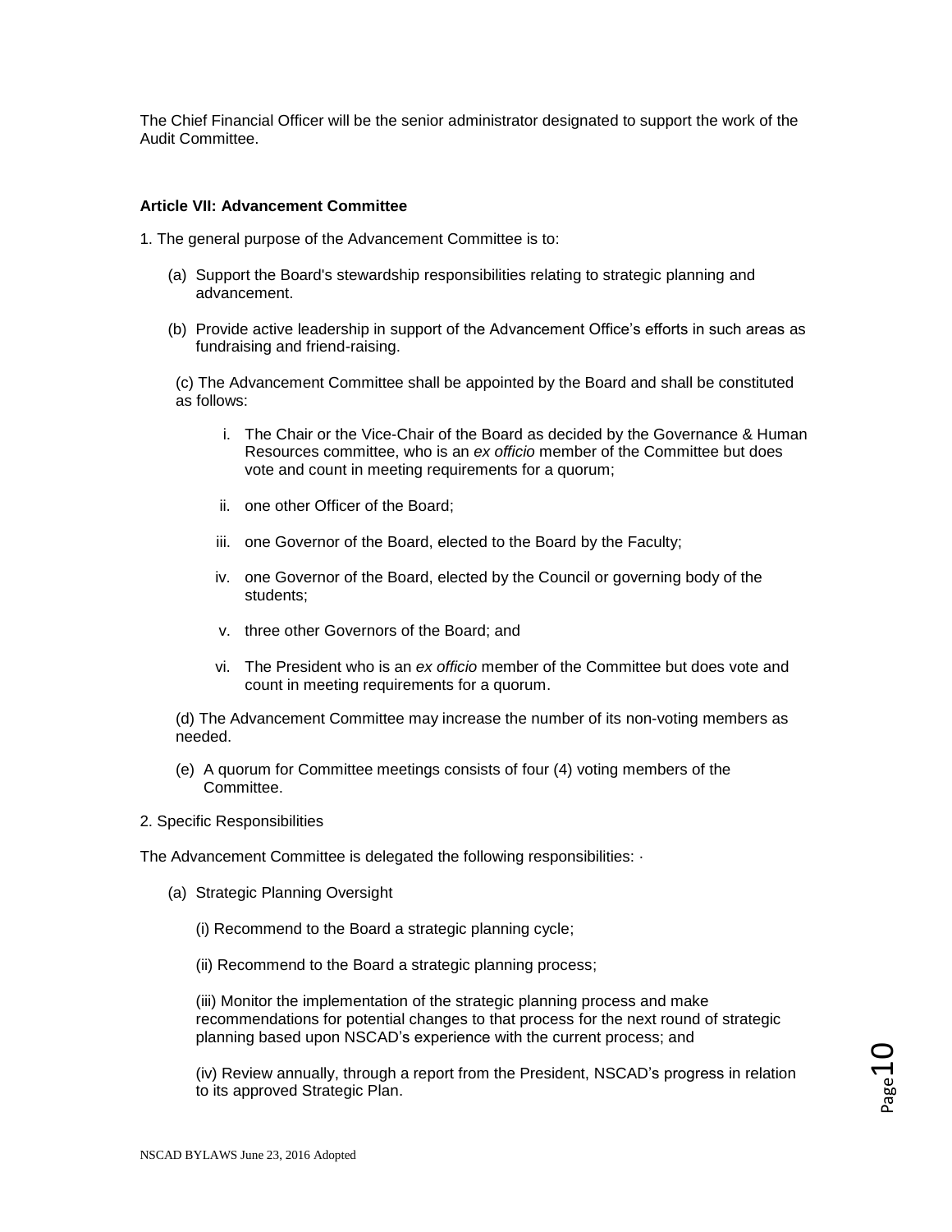The Chief Financial Officer will be the senior administrator designated to support the work of the Audit Committee.

**Article VII: Advancement Committee**

1. The general purpose of the Advancement Committee is to:

(a) Support the Board's stewardship responsibilities relating to strategic planning and advancement.

(b) Provide active leadership in support of the Advancement Office's efforts in such areas as fundraising and friend-raising.

(c) The Advancement Committee shall be appointed by the Board and shall be constituted as follows:

i. The Chair or the Vice-Chair of the Board as decided by the Governance & Human Resources committee, who is an *ex officio* member of the Committee but does vote and count in meeting requirements for a quorum;

ii. one other Officer of the Board;

iii. one Governor of the Board, elected to the Board by the Faculty;

iv. one Governor of the Board, elected by the Council or governing body of the students;

v. three other Governors of the Board; and

vi. The President who is an *ex officio* member of the Committee but does vote and count in meeting requirements for a quorum.

(d) The Advancement Committee may increase the number of its non-voting members as needed.

(e) A quorum for Committee meetings consists of four (4) voting members of the Committee.

2. Specific Responsibilities

The Advancement Committee is delegated the following responsibilities: ·

(a) Strategic Planning Oversight

(i) Recommend to the Board a strategic planning cycle;

(ii) Recommend to the Board a strategic planning process;

(iii) Monitor the implementation of the strategic planning process and make recommendations for potential changes to that process for the next round of strategic planning based upon NSCAD's experience with the current process; and

(iv) Review annually, through a report from the President, NSCAD's progress in relation to its approved Strategic Plan.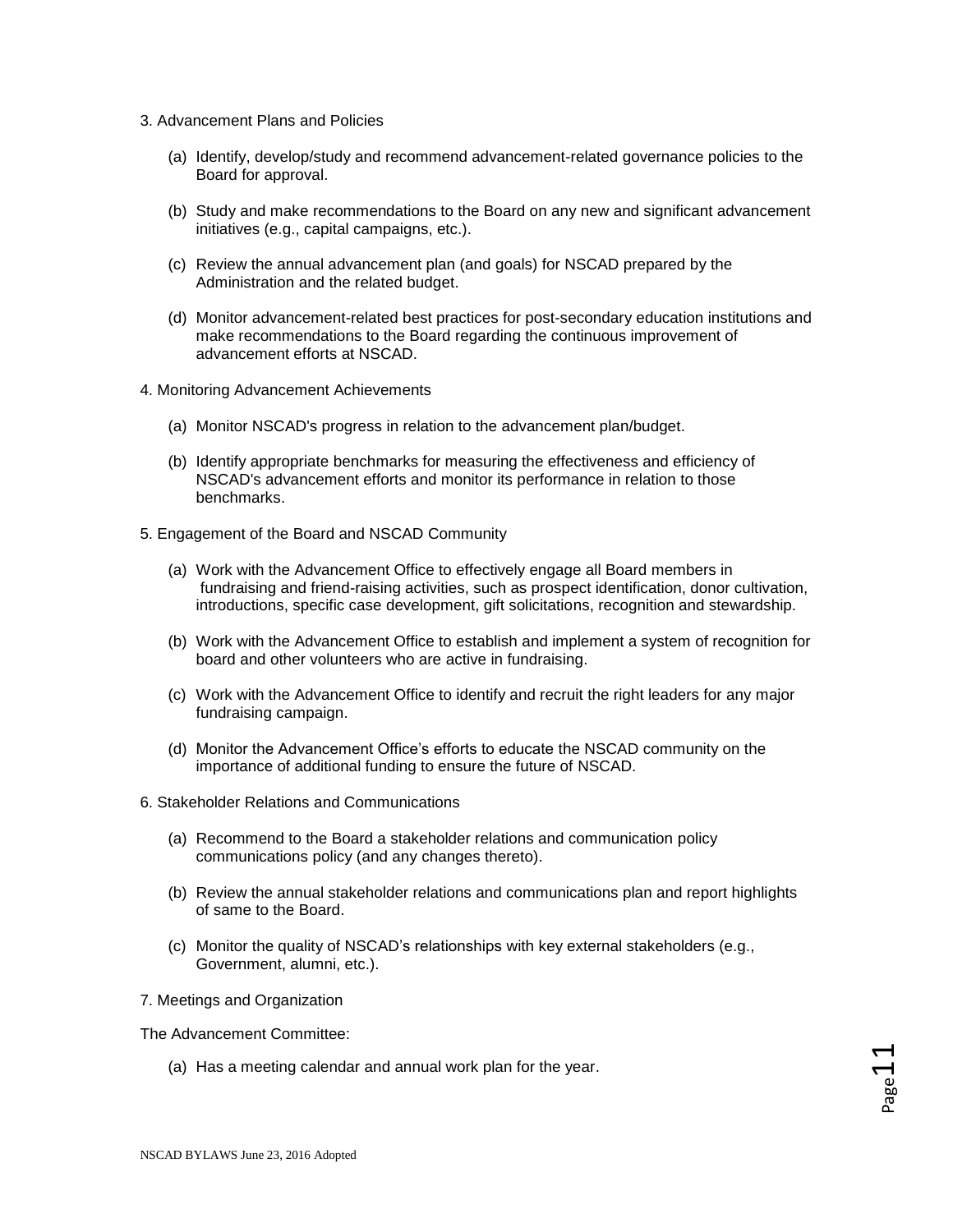3. Advancement Plans and Policies

(a) Identify, develop/study and recommend advancement-related governance policies to the Board for approval.

(b) Study and make recommendations to the Board on any new and significant advancement initiatives (e.g., capital campaigns, etc.).

(c) Review the annual advancement plan (and goals) for NSCAD prepared by the Administration and the related budget.

(d) Monitor advancement-related best practices for post-secondary education institutions and make recommendations to the Board regarding the continuous improvement of advancement efforts at NSCAD.

4. Monitoring Advancement Achievements

(a) Monitor NSCAD's progress in relation to the advancement plan/budget.

(b) Identify appropriate benchmarks for measuring the effectiveness and efficiency of NSCAD's advancement efforts and monitor its performance in relation to those benchmarks.

5. Engagement of the Board and NSCAD Community

(a) Work with the Advancement Office to effectively engage all Board members in fundraising and friend-raising activities, such as prospect identification, donor cultivation, introductions, specific case development, gift solicitations, recognition and stewardship.

(b) Work with the Advancement Office to establish and implement a system of recognition for board and other volunteers who are active in fundraising.

(c) Work with the Advancement Office to identify and recruit the right leaders for any major fundraising campaign.

(d) Monitor the Advancement Office's efforts to educate the NSCAD community on the importance of additional funding to ensure the future of NSCAD.

6. Stakeholder Relations and Communications

(a) Recommend to the Board a stakeholder relations and communication policy communications policy (and any changes thereto).

(b) Review the annual stakeholder relations and communications plan and report highlights of same to the Board.

(c) Monitor the quality of NSCAD's relationships with key external stakeholders (e.g., Government, alumni, etc.).

7. Meetings and Organization

The Advancement Committee:

(a) Has a meeting calendar and annual work plan for the year.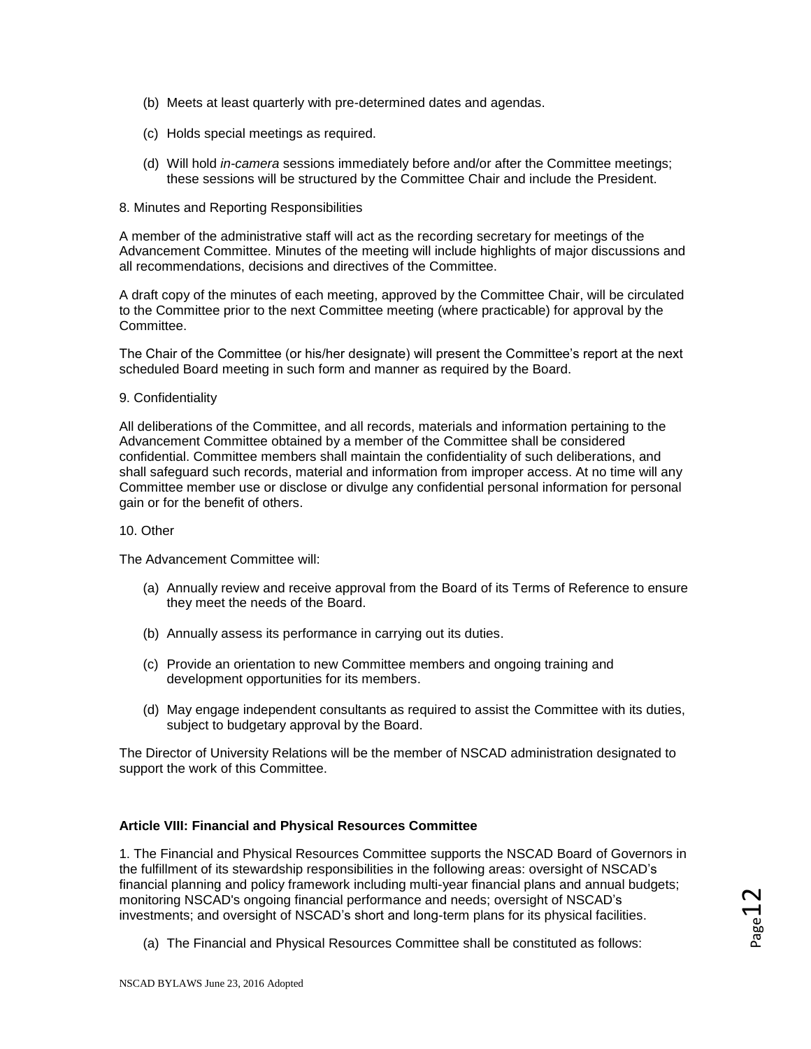(b) Meets at least quarterly with pre-determined dates and agendas.

(c) Holds special meetings as required.

(d) Will hold *in-camera* sessions immediately before and/or after the Committee meetings; these sessions will be structured by the Committee Chair and include the President.

8. Minutes and Reporting Responsibilities

A member of the administrative staff will act as the recording secretary for meetings of the Advancement Committee. Minutes of the meeting will include highlights of major discussions and all recommendations, decisions and directives of the Committee.

A draft copy of the minutes of each meeting, approved by the Committee Chair, will be circulated to the Committee prior to the next Committee meeting (where practicable) for approval by the Committee.

The Chair of the Committee (or his/her designate) will present the Committee's report at the next scheduled Board meeting in such form and manner as required by the Board.

9. Confidentiality

All deliberations of the Committee, and all records, materials and information pertaining to the Advancement Committee obtained by a member of the Committee shall be considered confidential. Committee members shall maintain the confidentiality of such deliberations, and shall safeguard such records, material and information from improper access. At no time will any Committee member use or disclose or divulge any confidential personal information for personal gain or for the benefit of others.

10. Other

The Advancement Committee will:

(a) Annually review and receive approval from the Board of its Terms of Reference to ensure they meet the needs of the Board.

(b) Annually assess its performance in carrying out its duties.

(c) Provide an orientation to new Committee members and ongoing training and development opportunities for its members.

(d) May engage independent consultants as required to assist the Committee with its duties, subject to budgetary approval by the Board.

The Director of University Relations will be the member of NSCAD administration designated to support the work of this Committee.

**Article VIII: Financial and Physical Resources Committee**

1. The Financial and Physical Resources Committee supports the NSCAD Board of Governors in the fulfillment of its stewardship responsibilities in the following areas: oversight of NSCAD's financial planning and policy framework including multi-year financial plans and annual budgets; monitoring NSCAD's ongoing financial performance and needs; oversight of NSCAD's investments; and oversight of NSCAD's short and long-term plans for its physical facilities.

(a) The Financial and Physical Resources Committee shall be constituted as follows: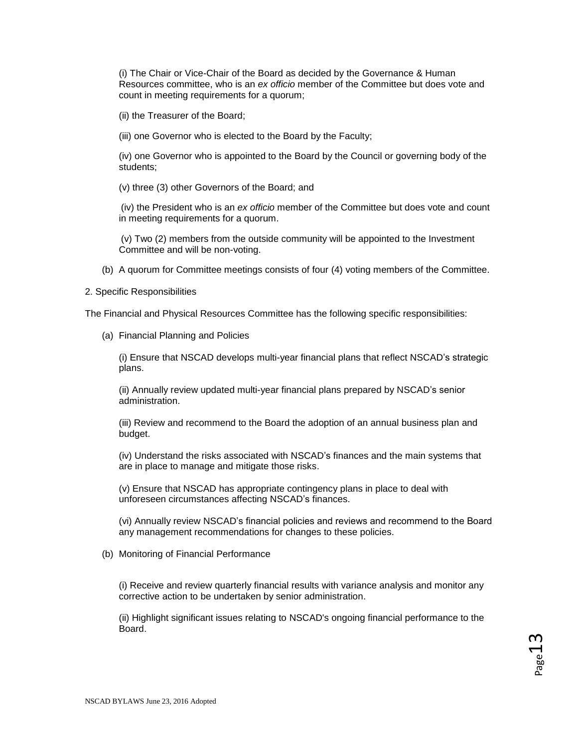(i) The Chair or Vice-Chair of the Board as decided by the Governance & Human Resources committee, who is an *ex officio* member of the Committee but does vote and count in meeting requirements for a quorum;

(ii) the Treasurer of the Board;

(iii) one Governor who is elected to the Board by the Faculty;

(iv) one Governor who is appointed to the Board by the Council or governing body of the students;

(v) three (3) other Governors of the Board; and

(iv) the President who is an *ex officio* member of the Committee but does vote and count in meeting requirements for a quorum.

(v) Two (2) members from the outside community will be appointed to the Investment Committee and will be non-voting.

(b) A quorum for Committee meetings consists of four (4) voting members of the Committee.

2. Specific Responsibilities

The Financial and Physical Resources Committee has the following specific responsibilities:

(a) Financial Planning and Policies

(i) Ensure that NSCAD develops multi-year financial plans that reflect NSCAD's strategic plans.

(ii) Annually review updated multi-year financial plans prepared by NSCAD's senior administration.

(iii) Review and recommend to the Board the adoption of an annual business plan and budget.

(iv) Understand the risks associated with NSCAD's finances and the main systems that are in place to manage and mitigate those risks.

(v) Ensure that NSCAD has appropriate contingency plans in place to deal with unforeseen circumstances affecting NSCAD's finances.

(vi) Annually review NSCAD's financial policies and reviews and recommend to the Board any management recommendations for changes to these policies.

(b) Monitoring of Financial Performance

(i) Receive and review quarterly financial results with variance analysis and monitor any corrective action to be undertaken by senior administration.

(ii) Highlight significant issues relating to NSCAD's ongoing financial performance to the Board.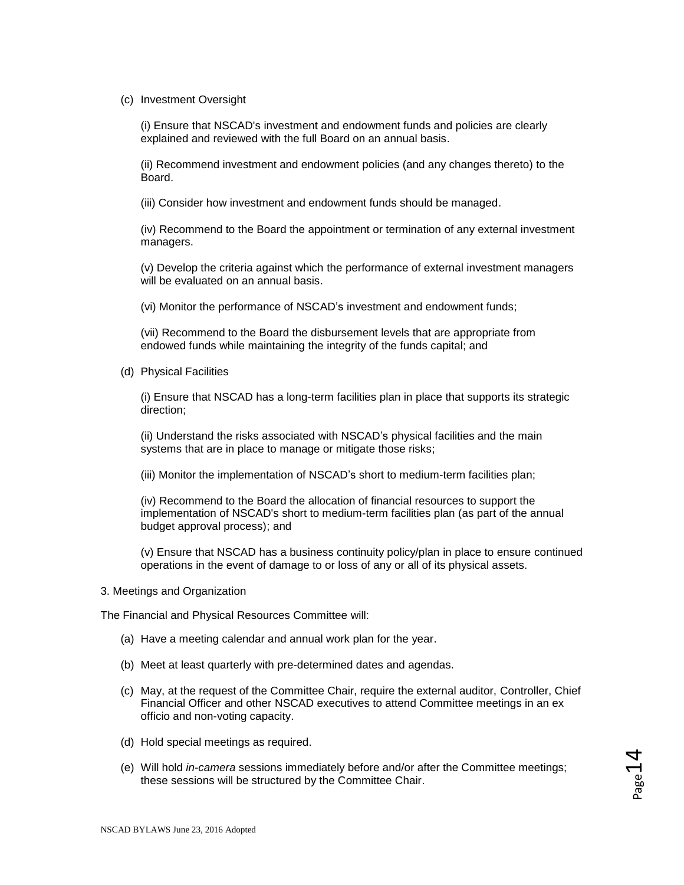(c) Investment Oversight

(i) Ensure that NSCAD's investment and endowment funds and policies are clearly explained and reviewed with the full Board on an annual basis.

(ii) Recommend investment and endowment policies (and any changes thereto) to the Board.

(iii) Consider how investment and endowment funds should be managed.

(iv) Recommend to the Board the appointment or termination of any external investment managers.

(v) Develop the criteria against which the performance of external investment managers will be evaluated on an annual basis.

(vi) Monitor the performance of NSCAD's investment and endowment funds;

(vii) Recommend to the Board the disbursement levels that are appropriate from endowed funds while maintaining the integrity of the funds capital; and

(d) Physical Facilities

(i) Ensure that NSCAD has a long-term facilities plan in place that supports its strategic direction;

(ii) Understand the risks associated with NSCAD's physical facilities and the main systems that are in place to manage or mitigate those risks;

(iii) Monitor the implementation of NSCAD's short to medium-term facilities plan;

(iv) Recommend to the Board the allocation of financial resources to support the implementation of NSCAD's short to medium-term facilities plan (as part of the annual budget approval process); and

(v) Ensure that NSCAD has a business continuity policy/plan in place to ensure continued operations in the event of damage to or loss of any or all of its physical assets.

3. Meetings and Organization

The Financial and Physical Resources Committee will:

(a) Have a meeting calendar and annual work plan for the year.

(b) Meet at least quarterly with pre-determined dates and agendas.

(c) May, at the request of the Committee Chair, require the external auditor, Controller, Chief Financial Officer and other NSCAD executives to attend Committee meetings in an ex officio and non-voting capacity.

(d) Hold special meetings as required.

(e) Will hold *in-camera* sessions immediately before and/or after the Committee meetings; these sessions will be structured by the Committee Chair.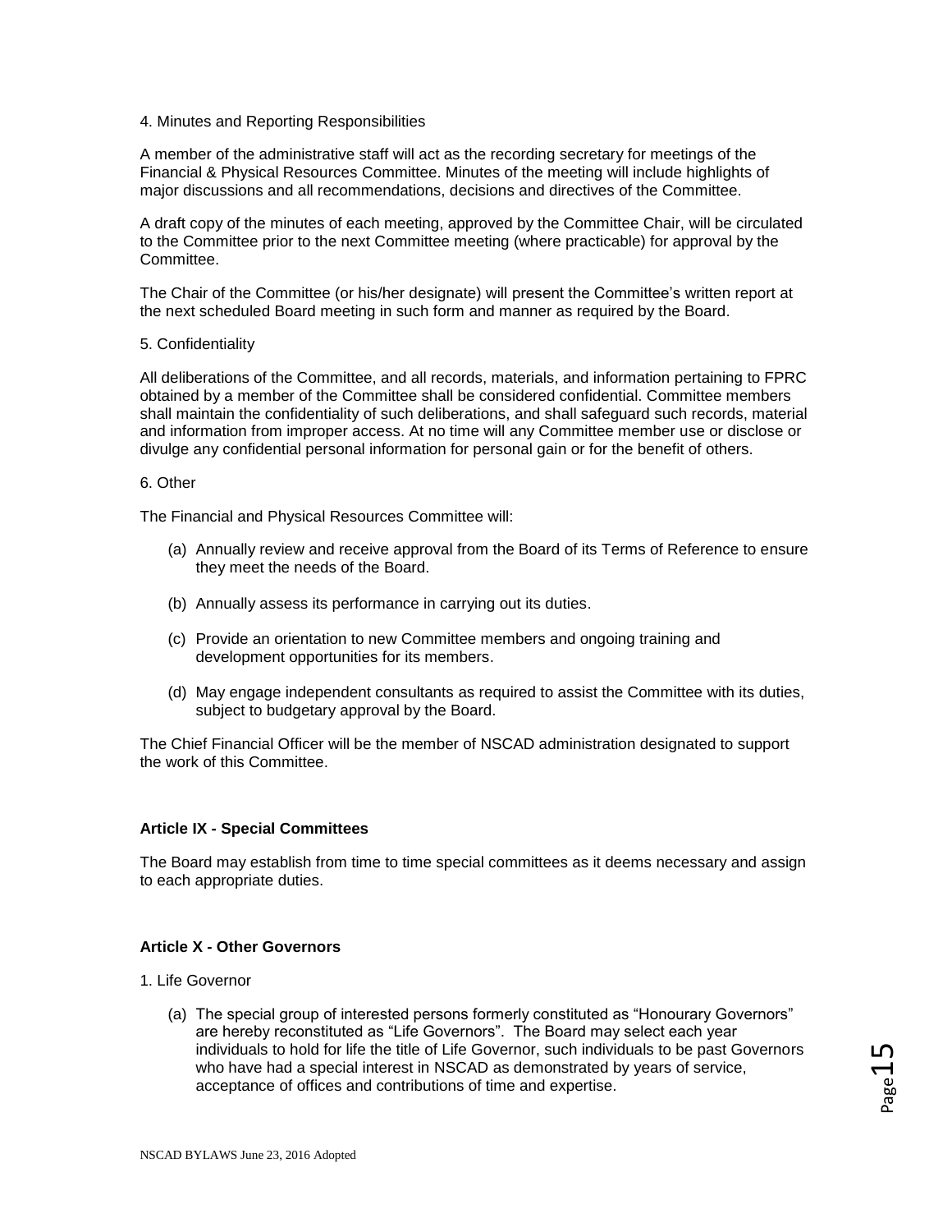4. Minutes and Reporting Responsibilities

A member of the administrative staff will act as the recording secretary for meetings of the Financial & Physical Resources Committee. Minutes of the meeting will include highlights of major discussions and all recommendations, decisions and directives of the Committee.

A draft copy of the minutes of each meeting, approved by the Committee Chair, will be circulated to the Committee prior to the next Committee meeting (where practicable) for approval by the Committee.

The Chair of the Committee (or his/her designate) will present the Committee's written report at the next scheduled Board meeting in such form and manner as required by the Board.

5. Confidentiality

All deliberations of the Committee, and all records, materials, and information pertaining to FPRC obtained by a member of the Committee shall be considered confidential. Committee members shall maintain the confidentiality of such deliberations, and shall safeguard such records, material and information from improper access. At no time will any Committee member use or disclose or divulge any confidential personal information for personal gain or for the benefit of others.

6. Other

The Financial and Physical Resources Committee will:

(a) Annually review and receive approval from the Board of its Terms of Reference to ensure they meet the needs of the Board.

(b) Annually assess its performance in carrying out its duties.

(c) Provide an orientation to new Committee members and ongoing training and development opportunities for its members.

(d) May engage independent consultants as required to assist the Committee with its duties, subject to budgetary approval by the Board.

The Chief Financial Officer will be the member of NSCAD administration designated to support the work of this Committee.

## Article IX - Special Committees

The Board may establish from time to time special committees as it deems necessary and assign to each appropriate duties.

## Article X - Other Governors

1. Life Governor

(a) The special group of interested persons formerly constituted as "Honourary Governors" are hereby reconstituted as "Life Governors". The Board may select each year individuals to hold for life the title of Life Governor, such individuals to be past Governors who have had a special interest in NSCAD as demonstrated by years of service, acceptance of offices and contributions of time and expertise.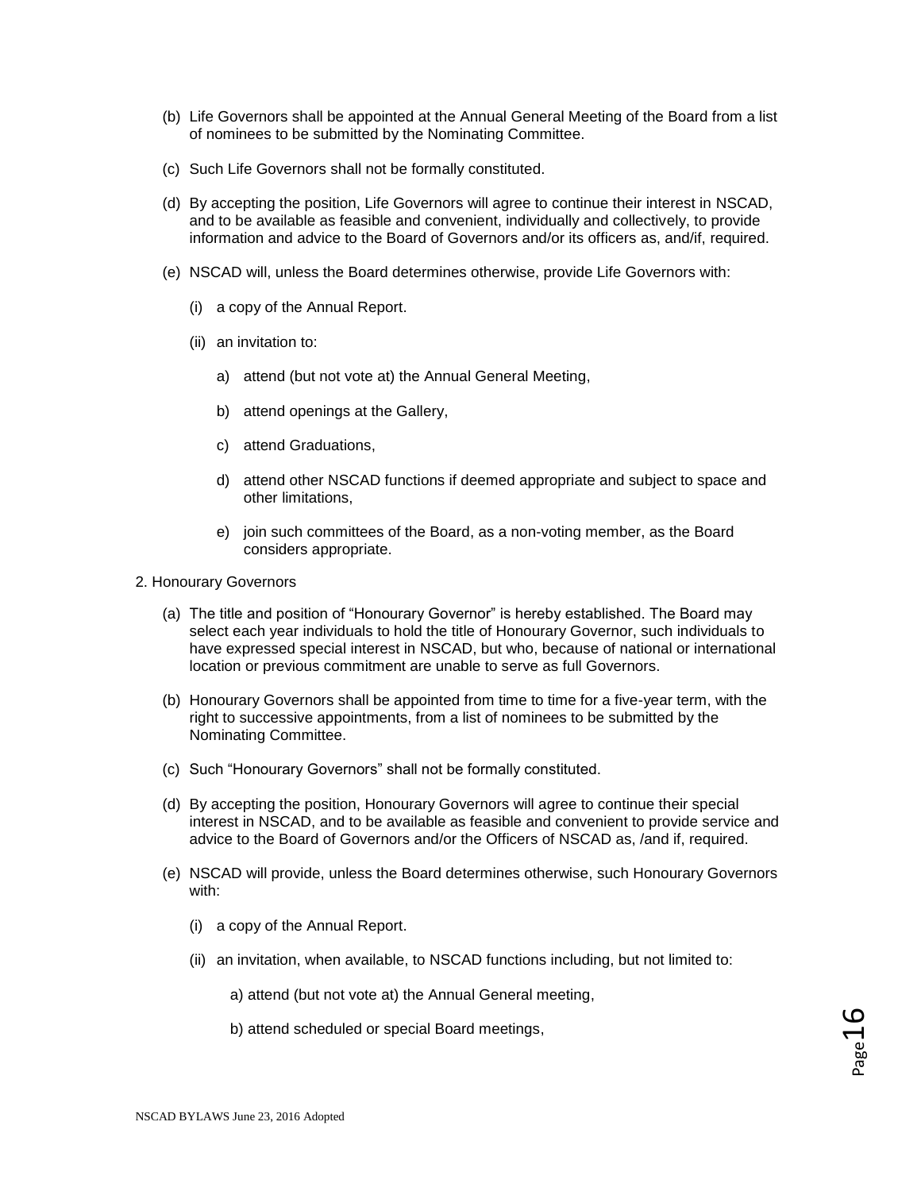(b) Life Governors shall be appointed at the Annual General Meeting of the Board from a list of nominees to be submitted by the Nominating Committee.

(c) Such Life Governors shall not be formally constituted.

(d) By accepting the position, Life Governors will agree to continue their interest in NSCAD, and to be available as feasible and convenient, individually and collectively, to provide information and advice to the Board of Governors and/or its officers as, and/if, required.

(e) NSCAD will, unless the Board determines otherwise, provide Life Governors with:

(i) a copy of the Annual Report.

(ii) an invitation to:

a) attend (but not vote at) the Annual General Meeting,

b) attend openings at the Gallery,

c) attend Graduations,

d) attend other NSCAD functions if deemed appropriate and subject to space and other limitations,

e) join such committees of the Board, as a non-voting member, as the Board considers appropriate.

2. Honourary Governors

(a) The title and position of "Honourary Governor" is hereby established. The Board may select each year individuals to hold the title of Honourary Governor, such individuals to have expressed special interest in NSCAD, but who, because of national or international location or previous commitment are unable to serve as full Governors.

(b) Honourary Governors shall be appointed from time to time for a five-year term, with the right to successive appointments, from a list of nominees to be submitted by the Nominating Committee.

(c) Such "Honourary Governors" shall not be formally constituted.

(d) By accepting the position, Honourary Governors will agree to continue their special interest in NSCAD, and to be available as feasible and convenient to provide service and advice to the Board of Governors and/or the Officers of NSCAD as, /and if, required.

(e) NSCAD will provide, unless the Board determines otherwise, such Honourary Governors with:

(i) a copy of the Annual Report.

(ii) an invitation, when available, to NSCAD functions including, but not limited to:

a) attend (but not vote at) the Annual General meeting,

b) attend scheduled or special Board meetings,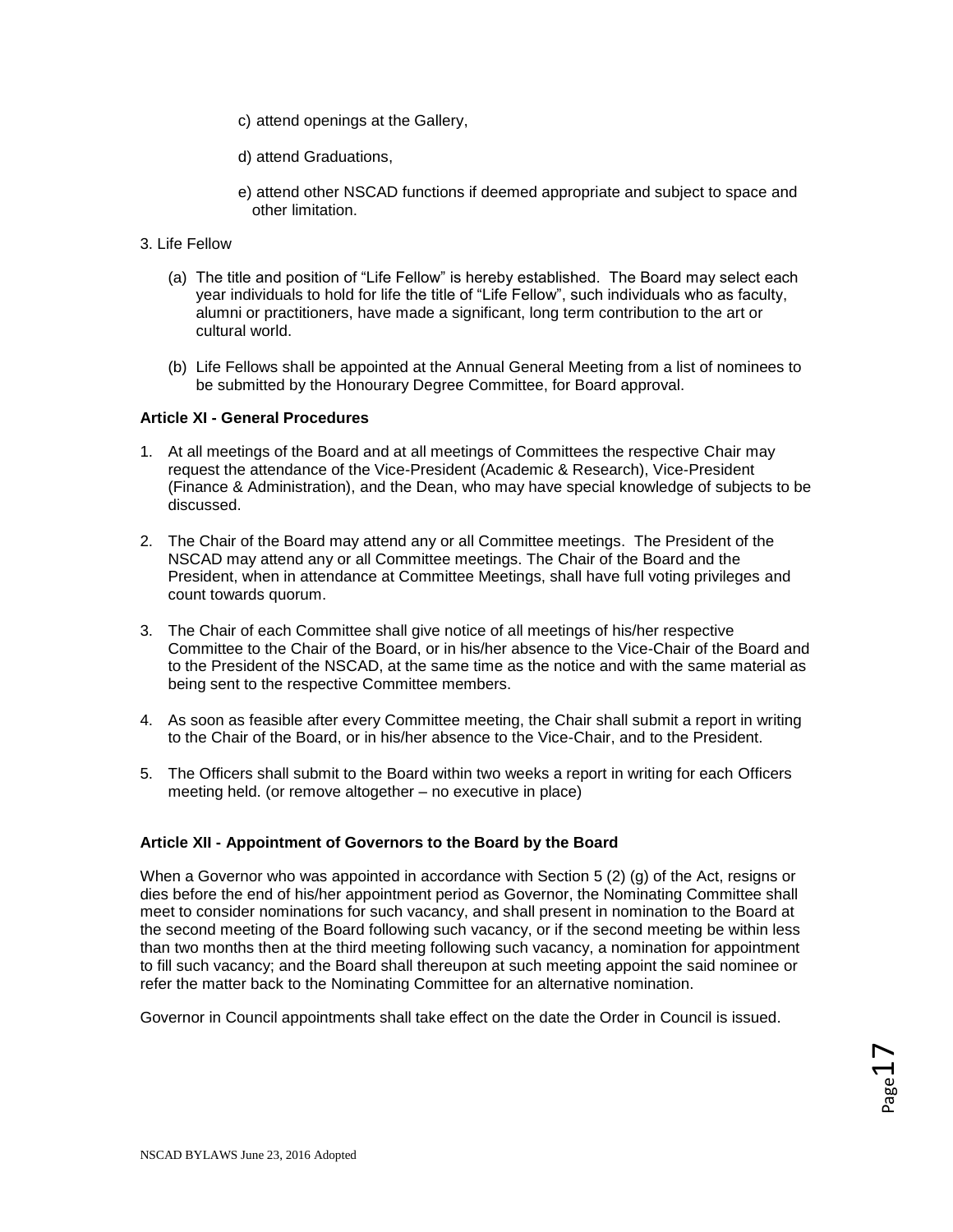c) attend openings at the Gallery,

d) attend Graduations,

e) attend other NSCAD functions if deemed appropriate and subject to space and other limitation.

3. Life Fellow

(a) The title and position of "Life Fellow" is hereby established. The Board may select each year individuals to hold for life the title of "Life Fellow", such individuals who as faculty, alumni or practitioners, have made a significant, long term contribution to the art or cultural world.

(b) Life Fellows shall be appointed at the Annual General Meeting from a list of nominees to be submitted by the Honourary Degree Committee, for Board approval.

**Article XI - General Procedures**

1. At all meetings of the Board and at all meetings of Committees the respective Chair may request the attendance of the Vice-President (Academic & Research), Vice-President (Finance & Administration), and the Dean, who may have special knowledge of subjects to be discussed.

2. The Chair of the Board may attend any or all Committee meetings. The President of the NSCAD may attend any or all Committee meetings. The Chair of the Board and the President, when in attendance at Committee Meetings, shall have full voting privileges and count towards quorum.

3. The Chair of each Committee shall give notice of all meetings of his/her respective Committee to the Chair of the Board, or in his/her absence to the Vice-Chair of the Board and to the President of the NSCAD, at the same time as the notice and with the same material as being sent to the respective Committee members.

4. As soon as feasible after every Committee meeting, the Chair shall submit a report in writing to the Chair of the Board, or in his/her absence to the Vice-Chair, and to the President.

5. The Officers shall submit to the Board within two weeks a report in writing for each Officers meeting held. (or remove altogether – no executive in place)

**Article XII - Appointment of Governors to the Board by the Board**

When a Governor who was appointed in accordance with Section 5 (2) (g) of the Act, resigns or dies before the end of his/her appointment period as Governor, the Nominating Committee shall meet to consider nominations for such vacancy, and shall present in nomination to the Board at the second meeting of the Board following such vacancy, or if the second meeting be within less than two months then at the third meeting following such vacancy, a nomination for appointment to fill such vacancy; and the Board shall thereupon at such meeting appoint the said nominee or refer the matter back to the Nominating Committee for an alternative nomination.

Governor in Council appointments shall take effect on the date the Order in Council is issued.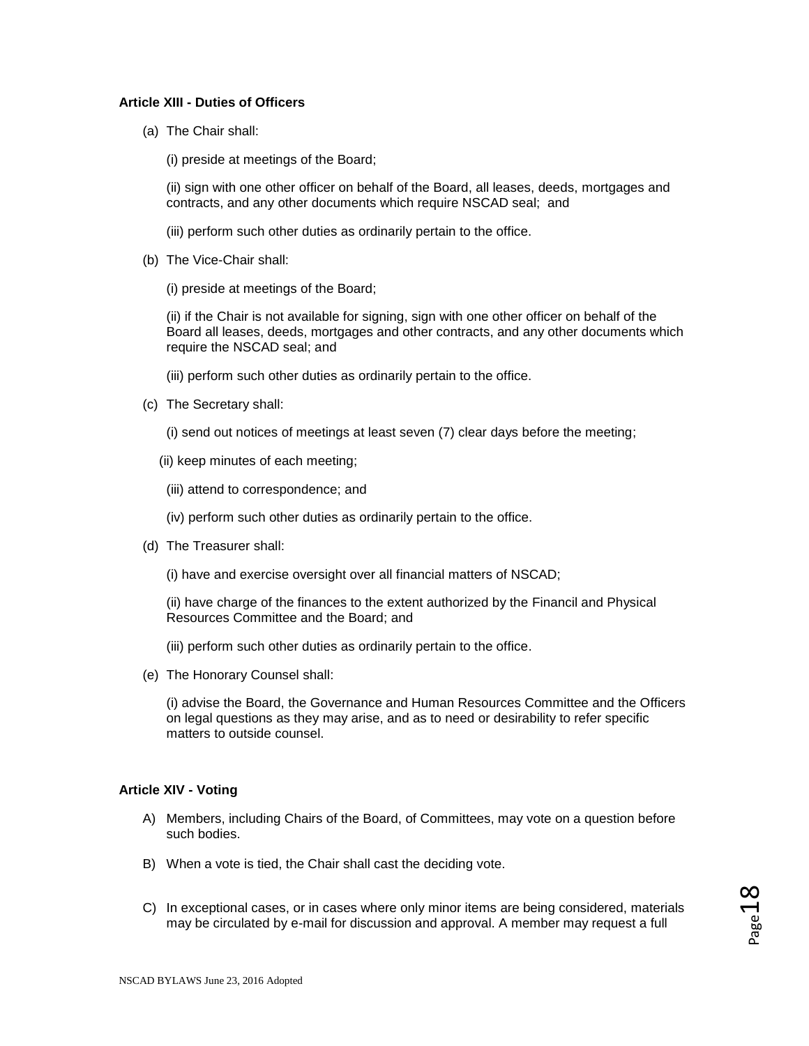**Article XIII - Duties of Officers**

(a) The Chair shall:

(i) preside at meetings of the Board;

(ii) sign with one other officer on behalf of the Board, all leases, deeds, mortgages and contracts, and any other documents which require NSCAD seal; and

(iii) perform such other duties as ordinarily pertain to the office.

(b) The Vice-Chair shall:

(i) preside at meetings of the Board;

(ii) if the Chair is not available for signing, sign with one other officer on behalf of the Board all leases, deeds, mortgages and other contracts, and any other documents which require the NSCAD seal; and

(iii) perform such other duties as ordinarily pertain to the office.

(c) The Secretary shall:

(i) send out notices of meetings at least seven (7) clear days before the meeting;

(ii) keep minutes of each meeting;

(iii) attend to correspondence; and

(iv) perform such other duties as ordinarily pertain to the office.

(d) The Treasurer shall:

(i) have and exercise oversight over all financial matters of NSCAD;

(ii) have charge of the finances to the extent authorized by the Financil and Physical Resources Committee and the Board; and

(iii) perform such other duties as ordinarily pertain to the office.

(e) The Honorary Counsel shall:

(i) advise the Board, the Governance and Human Resources Committee and the Officers on legal questions as they may arise, and as to need or desirability to refer specific matters to outside counsel.

**Article XIV - Voting**

A) Members, including Chairs of the Board, of Committees, may vote on a question before such bodies.

B) When a vote is tied, the Chair shall cast the deciding vote.

C) In exceptional cases, or in cases where only minor items are being considered, materials may be circulated by e-mail for discussion and approval. A member may request a full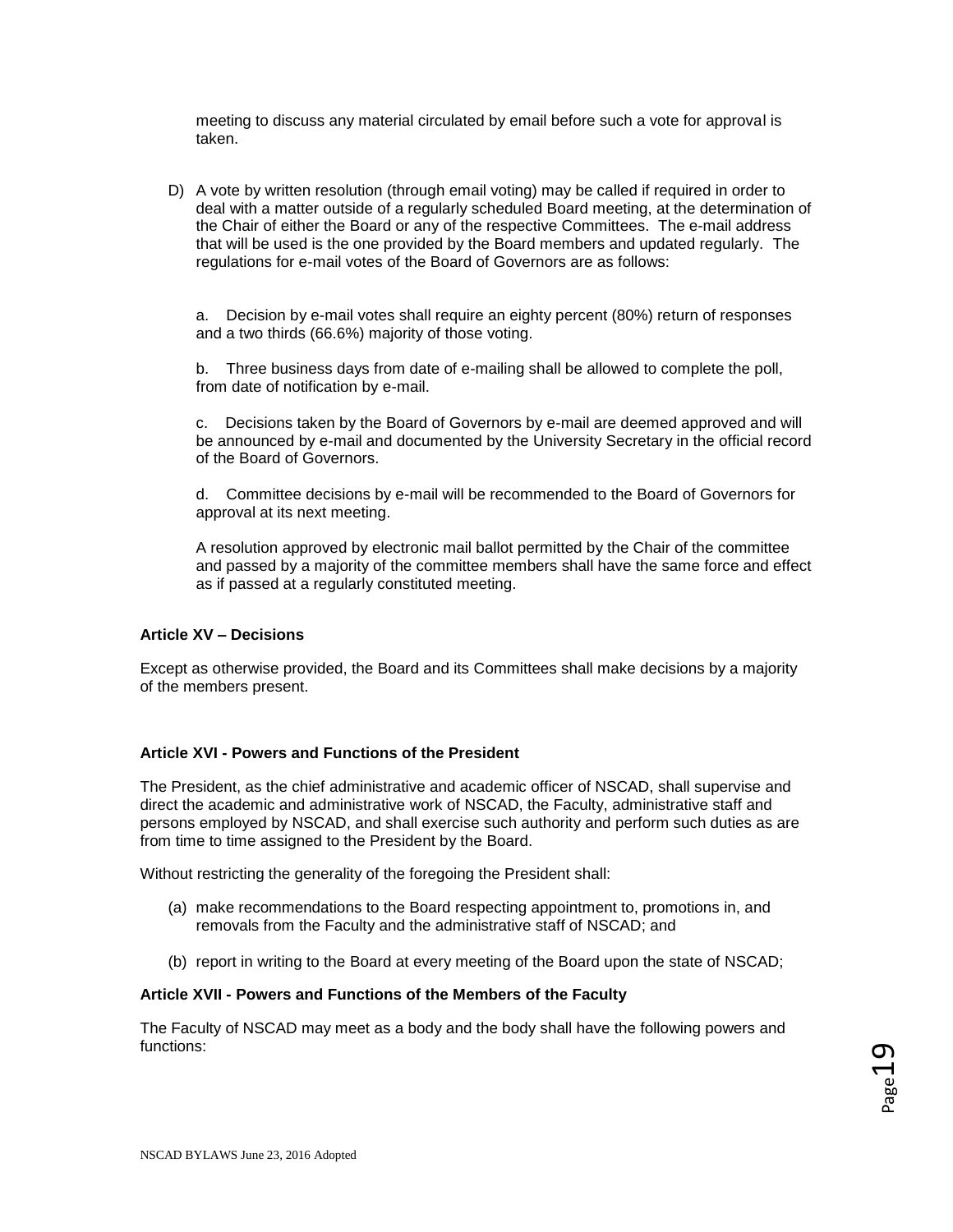meeting to discuss any material circulated by email before such a vote for approval is taken.

D) A vote by written resolution (through email voting) may be called if required in order to deal with a matter outside of a regularly scheduled Board meeting, at the determination of the Chair of either the Board or any of the respective Committees. The e-mail address that will be used is the one provided by the Board members and updated regularly. The regulations for e-mail votes of the Board of Governors are as follows:

a. Decision by e-mail votes shall require an eighty percent (80%) return of responses and a two thirds (66.6%) majority of those voting.

b. Three business days from date of e-mailing shall be allowed to complete the poll, from date of notification by e-mail.

c. Decisions taken by the Board of Governors by e-mail are deemed approved and will be announced by e-mail and documented by the University Secretary in the official record of the Board of Governors.

d. Committee decisions by e-mail will be recommended to the Board of Governors for approval at its next meeting.

A resolution approved by electronic mail ballot permitted by the Chair of the committee and passed by a majority of the committee members shall have the same force and effect as if passed at a regularly constituted meeting.

**Article XV – Decisions**

Except as otherwise provided, the Board and its Committees shall make decisions by a majority of the members present.

**Article XVI - Powers and Functions of the President**

The President, as the chief administrative and academic officer of NSCAD, shall supervise and direct the academic and administrative work of NSCAD, the Faculty, administrative staff and persons employed by NSCAD, and shall exercise such authority and perform such duties as are from time to time assigned to the President by the Board.

Without restricting the generality of the foregoing the President shall:

(a) make recommendations to the Board respecting appointment to, promotions in, and removals from the Faculty and the administrative staff of NSCAD; and

(b) report in writing to the Board at every meeting of the Board upon the state of NSCAD;

**Article XVII - Powers and Functions of the Members of the Faculty**

The Faculty of NSCAD may meet as a body and the body shall have the following powers and functions: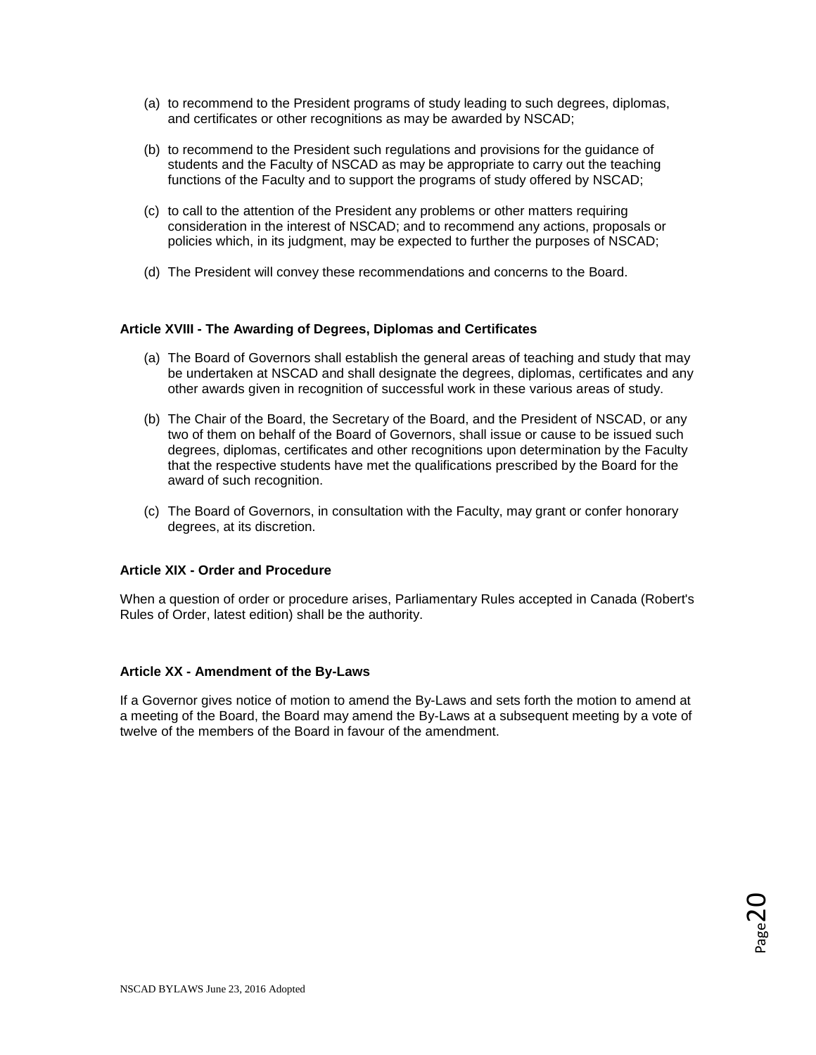(a) to recommend to the President programs of study leading to such degrees, diplomas, and certificates or other recognitions as may be awarded by NSCAD;

(b) to recommend to the President such regulations and provisions for the guidance of students and the Faculty of NSCAD as may be appropriate to carry out the teaching functions of the Faculty and to support the programs of study offered by NSCAD;

(c) to call to the attention of the President any problems or other matters requiring consideration in the interest of NSCAD; and to recommend any actions, proposals or policies which, in its judgment, may be expected to further the purposes of NSCAD;

(d) The President will convey these recommendations and concerns to the Board.

**Article XVIII - The Awarding of Degrees, Diplomas and Certificates**

(a) The Board of Governors shall establish the general areas of teaching and study that may be undertaken at NSCAD and shall designate the degrees, diplomas, certificates and any other awards given in recognition of successful work in these various areas of study.

(b) The Chair of the Board, the Secretary of the Board, and the President of NSCAD, or any two of them on behalf of the Board of Governors, shall issue or cause to be issued such degrees, diplomas, certificates and other recognitions upon determination by the Faculty that the respective students have met the qualifications prescribed by the Board for the award of such recognition.

(c) The Board of Governors, in consultation with the Faculty, may grant or confer honorary degrees, at its discretion.

**Article XIX - Order and Procedure**

When a question of order or procedure arises, Parliamentary Rules accepted in Canada (Robert's Rules of Order, latest edition) shall be the authority.

**Article XX - Amendment of the By-Laws**

If a Governor gives notice of motion to amend the By-Laws and sets forth the motion to amend at a meeting of the Board, the Board may amend the By-Laws at a subsequent meeting by a vote of twelve of the members of the Board in favour of the amendment.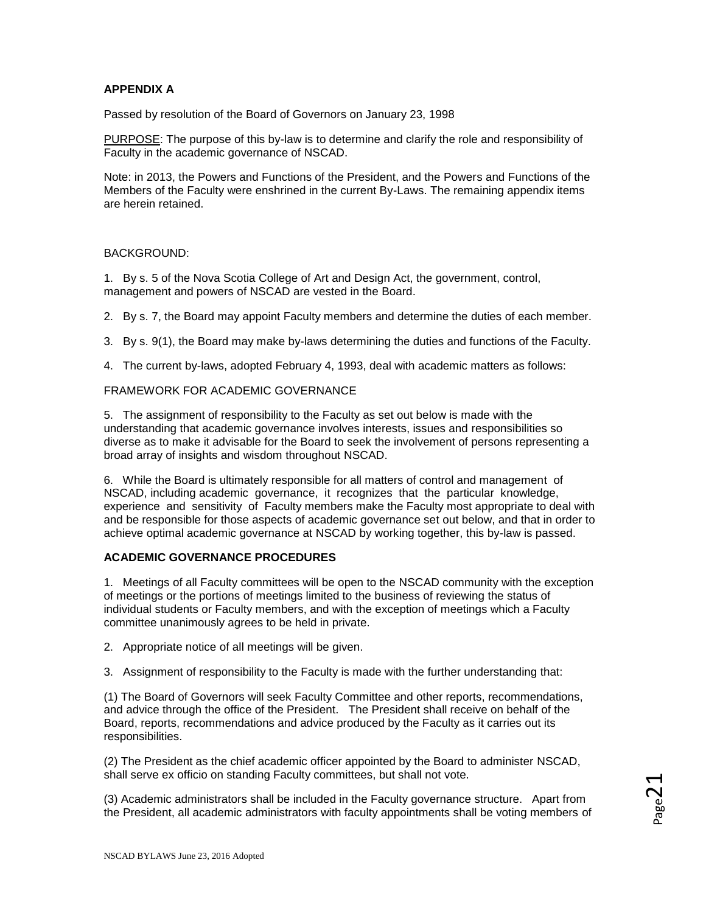**APPENDIX A**

Passed by resolution of the Board of Governors on January 23, 1998

PURPOSE: The purpose of this by-law is to determine and clarify the role and responsibility of Faculty in the academic governance of NSCAD.

Note: in 2013, the Powers and Functions of the President, and the Powers and Functions of the Members of the Faculty were enshrined in the current By-Laws. The remaining appendix items are herein retained.

BACKGROUND:

1. By s. 5 of the Nova Scotia College of Art and Design Act, the government, control, management and powers of NSCAD are vested in the Board.

2. By s. 7, the Board may appoint Faculty members and determine the duties of each member.

3. By s. 9(1), the Board may make by-laws determining the duties and functions of the Faculty.

4. The current by-laws, adopted February 4, 1993, deal with academic matters as follows:

FRAMEWORK FOR ACADEMIC GOVERNANCE

5. The assignment of responsibility to the Faculty as set out below is made with the understanding that academic governance involves interests, issues and responsibilities so diverse as to make it advisable for the Board to seek the involvement of persons representing a broad array of insights and wisdom throughout NSCAD.

6. While the Board is ultimately responsible for all matters of control and management of NSCAD, including academic governance, it recognizes that the particular knowledge, experience and sensitivity of Faculty members make the Faculty most appropriate to deal with and be responsible for those aspects of academic governance set out below, and that in order to achieve optimal academic governance at NSCAD by working together, this by-law is passed.

**ACADEMIC GOVERNANCE PROCEDURES**

1. Meetings of all Faculty committees will be open to the NSCAD community with the exception of meetings or the portions of meetings limited to the business of reviewing the status of individual students or Faculty members, and with the exception of meetings which a Faculty committee unanimously agrees to be held in private.

2. Appropriate notice of all meetings will be given.

3. Assignment of responsibility to the Faculty is made with the further understanding that:

(1) The Board of Governors will seek Faculty Committee and other reports, recommendations, and advice through the office of the President. The President shall receive on behalf of the Board, reports, recommendations and advice produced by the Faculty as it carries out its responsibilities.

(2) The President as the chief academic officer appointed by the Board to administer NSCAD, shall serve ex officio on standing Faculty committees, but shall not vote.

(3) Academic administrators shall be included in the Faculty governance structure. Apart from the President, all academic administrators with faculty appointments shall be voting members of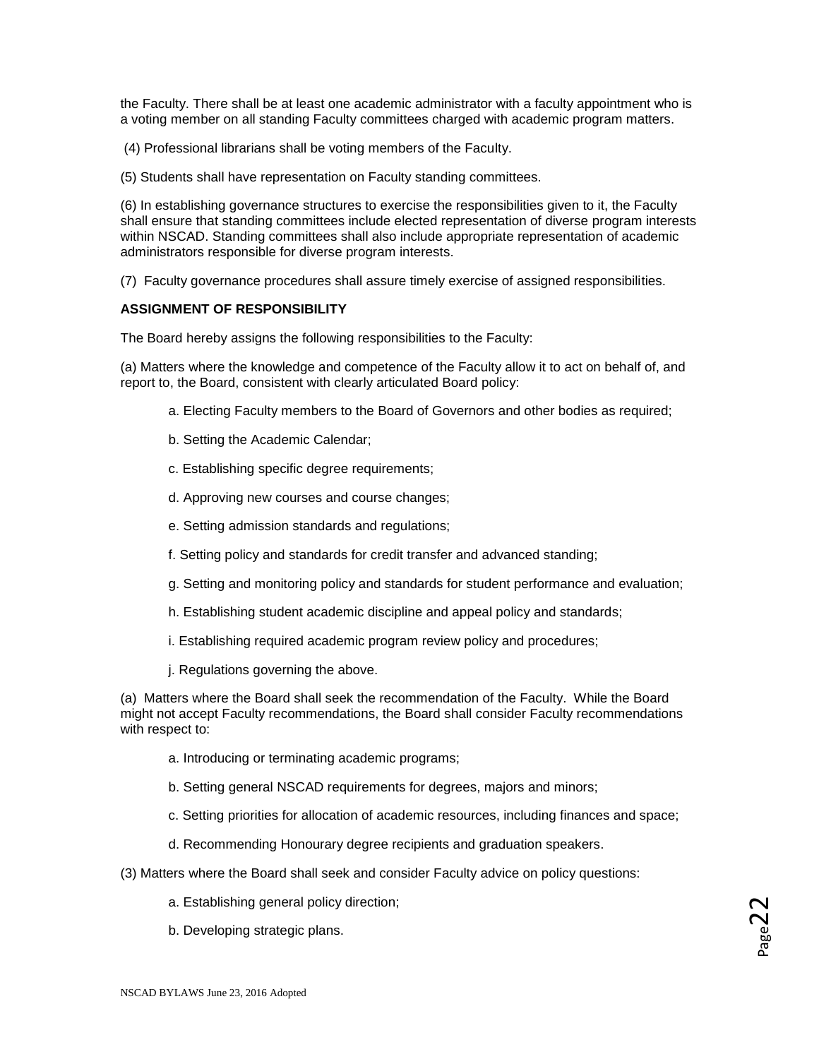the Faculty. There shall be at least one academic administrator with a faculty appointment who is a voting member on all standing Faculty committees charged with academic program matters.

(4) Professional librarians shall be voting members of the Faculty.

(5) Students shall have representation on Faculty standing committees.

(6) In establishing governance structures to exercise the responsibilities given to it, the Faculty shall ensure that standing committees include elected representation of diverse program interests within NSCAD. Standing committees shall also include appropriate representation of academic administrators responsible for diverse program interests.

(7) Faculty governance procedures shall assure timely exercise of assigned responsibilities.

**ASSIGNMENT OF RESPONSIBILITY**

The Board hereby assigns the following responsibilities to the Faculty:

(a) Matters where the knowledge and competence of the Faculty allow it to act on behalf of, and report to, the Board, consistent with clearly articulated Board policy:

> a. Electing Faculty members to the Board of Governors and other bodies as required;
>
> b. Setting the Academic Calendar;
>
> c. Establishing specific degree requirements;
>
> d. Approving new courses and course changes;
>
> e. Setting admission standards and regulations;
>
> f. Setting policy and standards for credit transfer and advanced standing;
>
> g. Setting and monitoring policy and standards for student performance and evaluation;
>
> h. Establishing student academic discipline and appeal policy and standards;
>
> i. Establishing required academic program review policy and procedures;
>
> j. Regulations governing the above.

(a) Matters where the Board shall seek the recommendation of the Faculty. While the Board might not accept Faculty recommendations, the Board shall consider Faculty recommendations with respect to:

> a. Introducing or terminating academic programs;
>
> b. Setting general NSCAD requirements for degrees, majors and minors;
>
> c. Setting priorities for allocation of academic resources, including finances and space;
>
> d. Recommending Honourary degree recipients and graduation speakers.

(3) Matters where the Board shall seek and consider Faculty advice on policy questions:

> a. Establishing general policy direction;
>
> b. Developing strategic plans.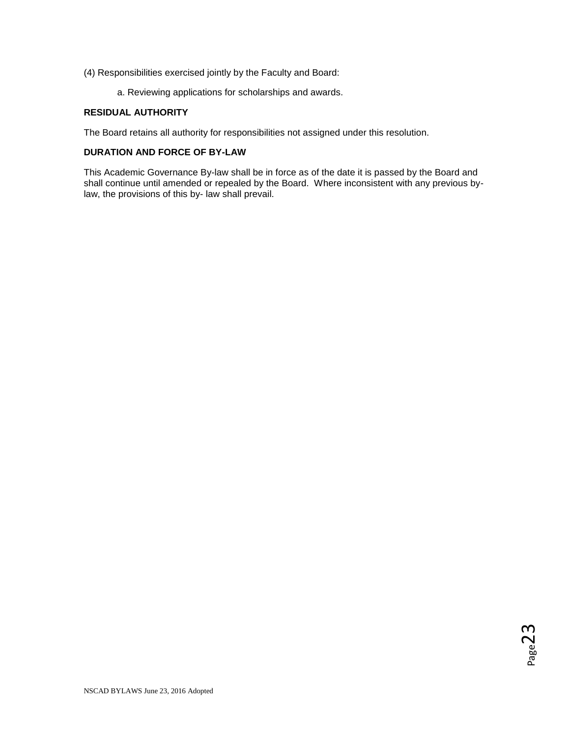(4) Responsibilities exercised jointly by the Faculty and Board:

a. Reviewing applications for scholarships and awards.

**RESIDUAL AUTHORITY**

The Board retains all authority for responsibilities not assigned under this resolution.

**DURATION AND FORCE OF BY-LAW**

This Academic Governance By-law shall be in force as of the date it is passed by the Board and shall continue until amended or repealed by the Board. Where inconsistent with any previous by-law, the provisions of this by- law shall prevail.